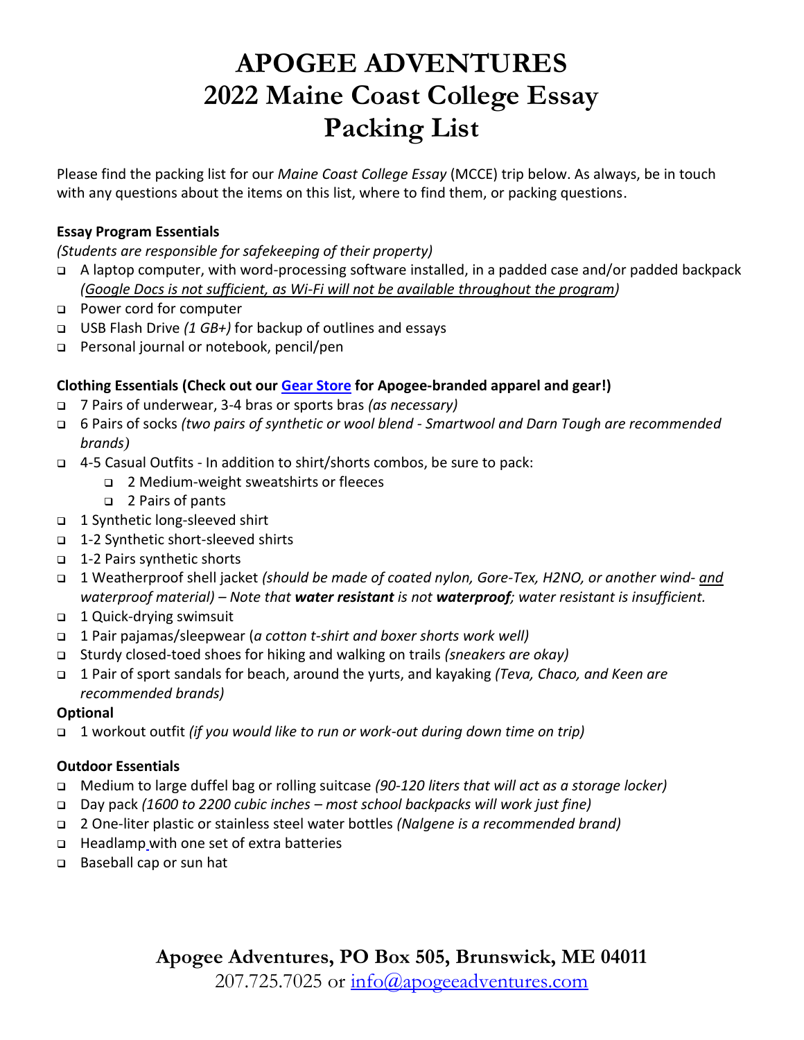# APOGEE ADVENTURES
# 2022 Maine Coast College Essay
# Packing List

Please find the packing list for our *Maine Coast College Essay* (MCCE) trip below. As always, be in touch with any questions about the items on this list, where to find them, or packing questions.

**Essay Program Essentials**

*(Students are responsible for safekeeping of their property)*

- A laptop computer, with word-processing software installed, in a padded case and/or padded backpack *(Google Docs is not sufficient, as Wi-Fi will not be available throughout the program)*
- Power cord for computer
- USB Flash Drive *(1 GB+)* for backup of outlines and essays
- Personal journal or notebook, pencil/pen

**Clothing Essentials (Check out our [Gear Store]() for Apogee-branded apparel and gear!)**

- 7 Pairs of underwear, 3-4 bras or sports bras *(as necessary)*
- 6 Pairs of socks *(two pairs of synthetic or wool blend - Smartwool and Darn Tough are recommended brands)*
- 4-5 Casual Outfits - In addition to shirt/shorts combos, be sure to pack:
  - 2 Medium-weight sweatshirts or fleeces
  - 2 Pairs of pants
- 1 Synthetic long-sleeved shirt
- 1-2 Synthetic short-sleeved shirts
- 1-2 Pairs synthetic shorts
- 1 Weatherproof shell jacket *(should be made of coated nylon, Gore-Tex, H2NO, or another wind- and waterproof material) – Note that **water resistant** is not **waterproof**; water resistant is insufficient.*
- 1 Quick-drying swimsuit
- 1 Pair pajamas/sleepwear (*a cotton t-shirt and boxer shorts work well)*
- Sturdy closed-toed shoes for hiking and walking on trails *(sneakers are okay)*
- 1 Pair of sport sandals for beach, around the yurts, and kayaking *(Teva, Chaco, and Keen are recommended brands)*

**Optional**

- 1 workout outfit *(if you would like to run or work-out during down time on trip)*

**Outdoor Essentials**

- Medium to large duffel bag or rolling suitcase *(90-120 liters that will act as a storage locker)*
- Day pack *(1600 to 2200 cubic inches – most school backpacks will work just fine)*
- 2 One-liter plastic or stainless steel water bottles *(Nalgene is a recommended brand)*
- Headlamp with one set of extra batteries
- Baseball cap or sun hat

**Apogee Adventures, PO Box 505, Brunswick, ME 04011**
207.725.7025 or info@apogeeadventures.com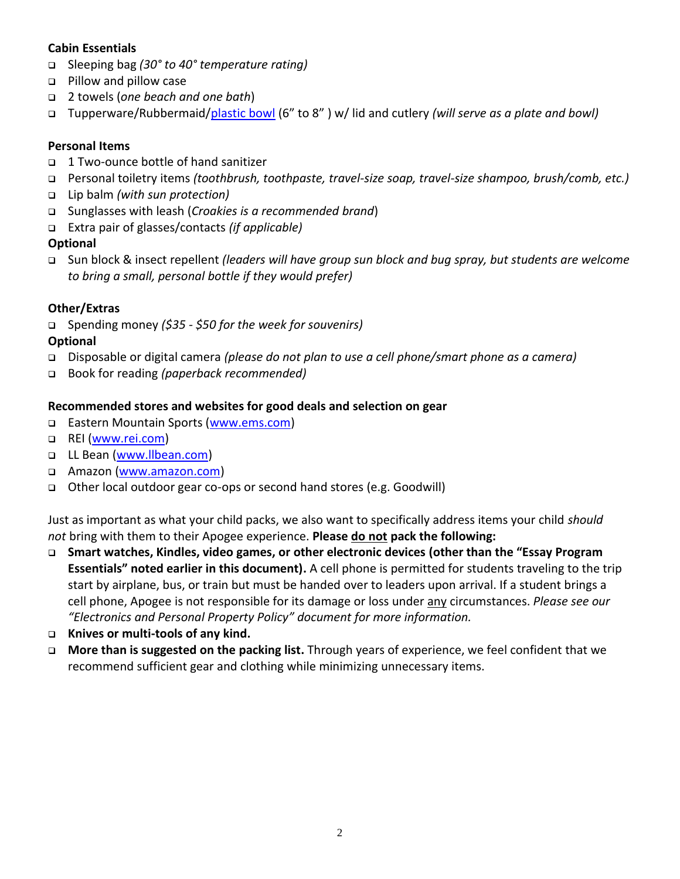**Cabin Essentials**

- Sleeping bag *(30° to 40° temperature rating)*
- Pillow and pillow case
- 2 towels (*one beach and one bath*)
- Tupperware/Rubbermaid/plastic bowl (6" to 8" ) w/ lid and cutlery *(will serve as a plate and bowl)*

**Personal Items**

- 1 Two-ounce bottle of hand sanitizer
- Personal toiletry items *(toothbrush, toothpaste, travel-size soap, travel-size shampoo, brush/comb, etc.)*
- Lip balm *(with sun protection)*
- Sunglasses with leash (*Croakies is a recommended brand*)
- Extra pair of glasses/contacts *(if applicable)*

**Optional**

- Sun block & insect repellent *(leaders will have group sun block and bug spray, but students are welcome to bring a small, personal bottle if they would prefer)*

**Other/Extras**

- Spending money *($35 - $50 for the week for souvenirs)*

**Optional**

- Disposable or digital camera *(please do not plan to use a cell phone/smart phone as a camera)*
- Book for reading *(paperback recommended)*

**Recommended stores and websites for good deals and selection on gear**

- Eastern Mountain Sports (www.ems.com)
- REI (www.rei.com)
- LL Bean (www.llbean.com)
- Amazon (www.amazon.com)
- Other local outdoor gear co-ops or second hand stores (e.g. Goodwill)

Just as important as what your child packs, we also want to specifically address items your child *should not* bring with them to their Apogee experience. **Please do not pack the following:**

- **Smart watches, Kindles, video games, or other electronic devices (other than the "Essay Program Essentials" noted earlier in this document).** A cell phone is permitted for students traveling to the trip start by airplane, bus, or train but must be handed over to leaders upon arrival. If a student brings a cell phone, Apogee is not responsible for its damage or loss under any circumstances. *Please see our "Electronics and Personal Property Policy" document for more information.*
- **Knives or multi-tools of any kind.**
- **More than is suggested on the packing list.** Through years of experience, we feel confident that we recommend sufficient gear and clothing while minimizing unnecessary items.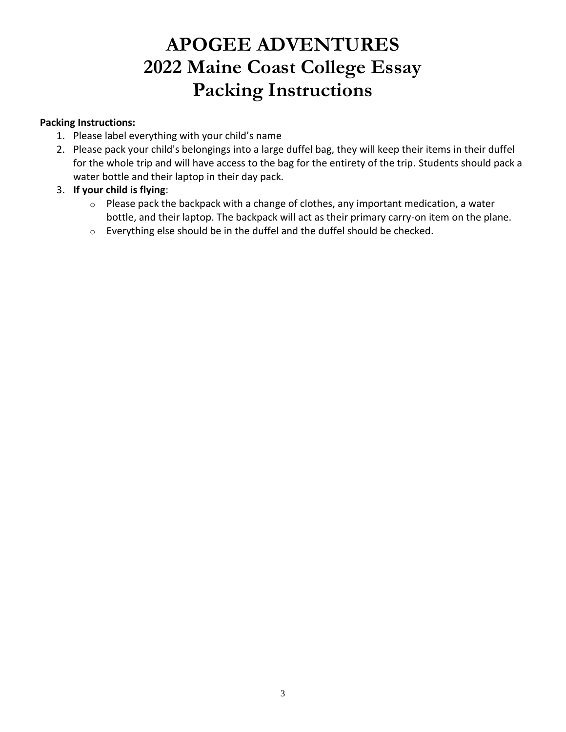# APOGEE ADVENTURES
# 2022 Maine Coast College Essay
# Packing Instructions

**Packing Instructions:**

1. Please label everything with your child's name
2. Please pack your child's belongings into a large duffel bag, they will keep their items in their duffel for the whole trip and will have access to the bag for the entirety of the trip. Students should pack a water bottle and their laptop in their day pack.
3. **If your child is flying**:
   - Please pack the backpack with a change of clothes, any important medication, a water bottle, and their laptop. The backpack will act as their primary carry-on item on the plane.
   - Everything else should be in the duffel and the duffel should be checked.